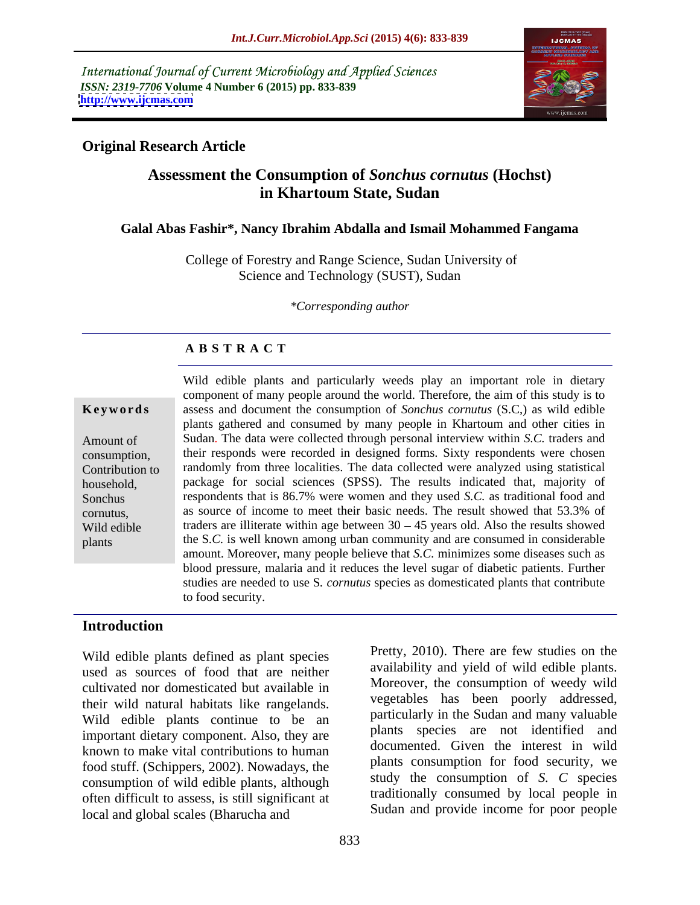International Journal of Current Microbiology and Applied Sciences
*ISSN: 2319-7706* **Volume 4 Number 6 (2015) pp. 833-839**
**http://www.ijcmas.com**

**Original Research Article**

# Assessment the Consumption of *Sonchus cornutus* (Hochst) in Khartoum State, Sudan

**Galal Abas Fashir\*, Nancy Ibrahim Abdalla and Ismail Mohammed Fangama**

College of Forestry and Range Science, Sudan University of Science and Technology (SUST), Sudan

*\*Corresponding author*

## ABSTRACT

**Keywords**

Amount of consumption, Contribution to household, Sonchus cornutus, Wild edible plants

Wild edible plants and particularly weeds play an important role in dietary component of many people around the world. Therefore, the aim of this study is to assess and document the consumption of *Sonchus cornutus* (S.C,) as wild edible plants gathered and consumed by many people in Khartoum and other cities in Sudan. The data were collected through personal interview within *S.C.* traders and their responds were recorded in designed forms. Sixty respondents were chosen randomly from three localities. The data collected were analyzed using statistical package for social sciences (SPSS). The results indicated that, majority of respondents that is 86.7% were women and they used *S.C.* as traditional food and as source of income to meet their basic needs. The result showed that 53.3% of traders are illiterate within age between 30 – 45 years old. Also the results showed the S.*C.* is well known among urban community and are consumed in considerable amount. Moreover, many people believe that *S.C.* minimizes some diseases such as blood pressure, malaria and it reduces the level sugar of diabetic patients. Further studies are needed to use S. *cornutus* species as domesticated plants that contribute to food security.

## Introduction

Wild edible plants defined as plant species used as sources of food that are neither cultivated nor domesticated but available in their wild natural habitats like rangelands. Wild edible plants continue to be an important dietary component. Also, they are known to make vital contributions to human food stuff. (Schippers, 2002). Nowadays, the consumption of wild edible plants, although often difficult to assess, is still significant at local and global scales (Bharucha and Pretty, 2010). There are few studies on the availability and yield of wild edible plants. Moreover, the consumption of weedy wild vegetables has been poorly addressed, particularly in the Sudan and many valuable plants species are not identified and documented. Given the interest in wild plants consumption for food security, we study the consumption of *S. C* species traditionally consumed by local people in Sudan and provide income for poor people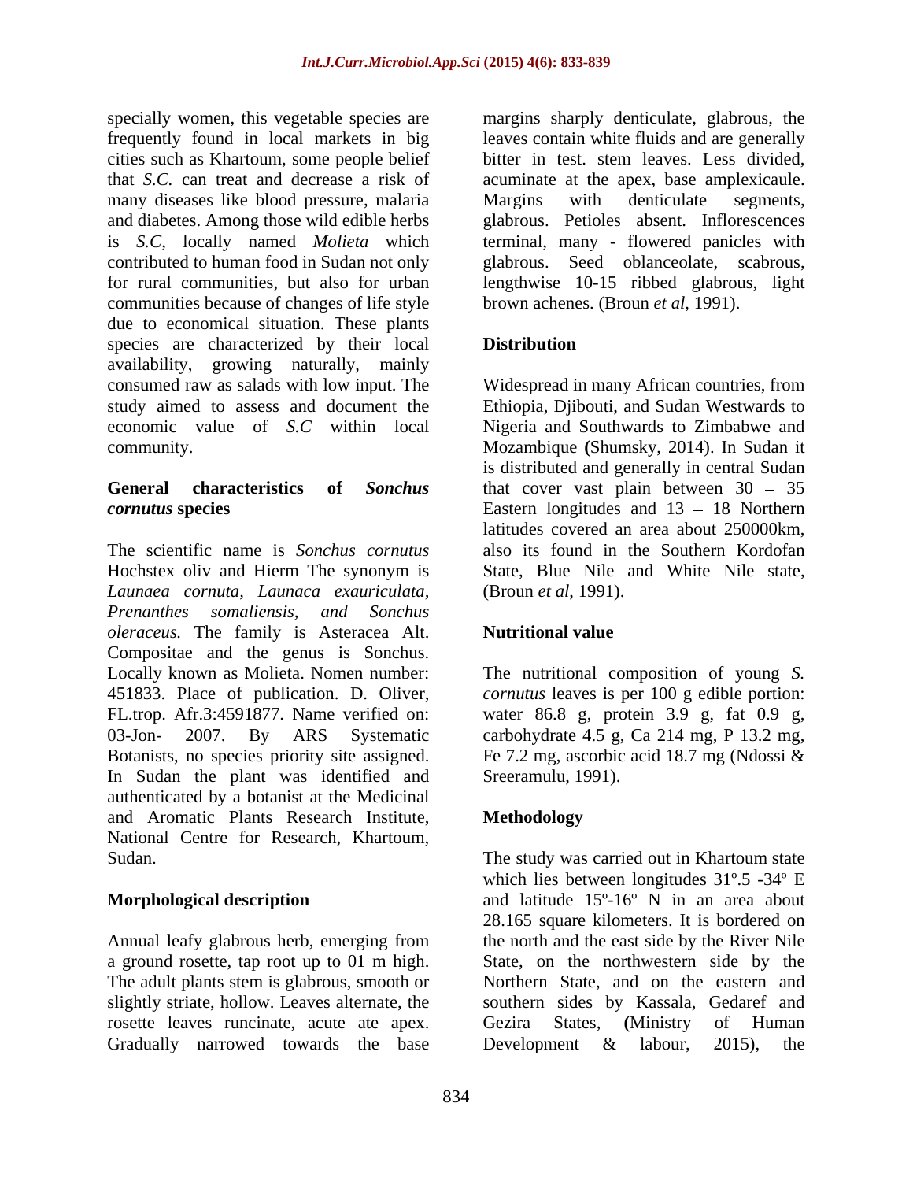specially women, this vegetable species are frequently found in local markets in big cities such as Khartoum, some people belief that *S.C.* can treat and decrease a risk of many diseases like blood pressure, malaria and diabetes. Among those wild edible herbs is *S.C*, locally named *Molieta* which contributed to human food in Sudan not only for rural communities, but also for urban communities because of changes of life style due to economical situation. These plants species are characterized by their local availability, growing naturally, mainly consumed raw as salads with low input. The study aimed to assess and document the economic value of *S.C* within local community.

**General characteristics of *Sonchus cornutus* species**

The scientific name is *Sonchus cornutus* Hochstex oliv and Hierm The synonym is *Launaea cornuta, Launaca exauriculata, Prenanthes somaliensis, and Sonchus oleraceus.* The family is Asteracea Alt. Compositae and the genus is Sonchus. Locally known as Molieta. Nomen number: 451833. Place of publication. D. Oliver, FL.trop. Afr.3:4591877. Name verified on: 03-Jon- 2007. By ARS Systematic Botanists, no species priority site assigned. In Sudan the plant was identified and authenticated by a botanist at the Medicinal and Aromatic Plants Research Institute, National Centre for Research, Khartoum, Sudan.

**Morphological description**

Annual leafy glabrous herb, emerging from a ground rosette, tap root up to 01 m high. The adult plants stem is glabrous, smooth or slightly striate, hollow. Leaves alternate, the rosette leaves runcinate, acute ate apex. Gradually narrowed towards the base margins sharply denticulate, glabrous, the leaves contain white fluids and are generally bitter in test. stem leaves. Less divided, acuminate at the apex, base amplexicaule. Margins with denticulate segments, glabrous. Petioles absent. Inflorescences terminal, many - flowered panicles with glabrous. Seed oblanceolate, scabrous, lengthwise 10-15 ribbed glabrous, light brown achenes. (Broun *et al*, 1991).

**Distribution**

Widespread in many African countries, from Ethiopia, Djibouti, and Sudan Westwards to Nigeria and Southwards to Zimbabwe and Mozambique **(**Shumsky, 2014). In Sudan it is distributed and generally in central Sudan that cover vast plain between 30 – 35 Eastern longitudes and 13 – 18 Northern latitudes covered an area about 250000km, also its found in the Southern Kordofan State, Blue Nile and White Nile state, (Broun *et al*, 1991).

**Nutritional value**

The nutritional composition of young *S. cornutus* leaves is per 100 g edible portion: water 86.8 g, protein 3.9 g, fat 0.9 g, carbohydrate 4.5 g, Ca 214 mg, P 13.2 mg, Fe 7.2 mg, ascorbic acid 18.7 mg (Ndossi & Sreeramulu, 1991).

**Methodology**

The study was carried out in Khartoum state which lies between longitudes 31º.5 -34º E and latitude 15º-16º N in an area about 28.165 square kilometers. It is bordered on the north and the east side by the River Nile State, on the northwestern side by the Northern State, and on the eastern and southern sides by Kassala, Gedaref and Gezira States, **(**Ministry of Human Development & labour, 2015), the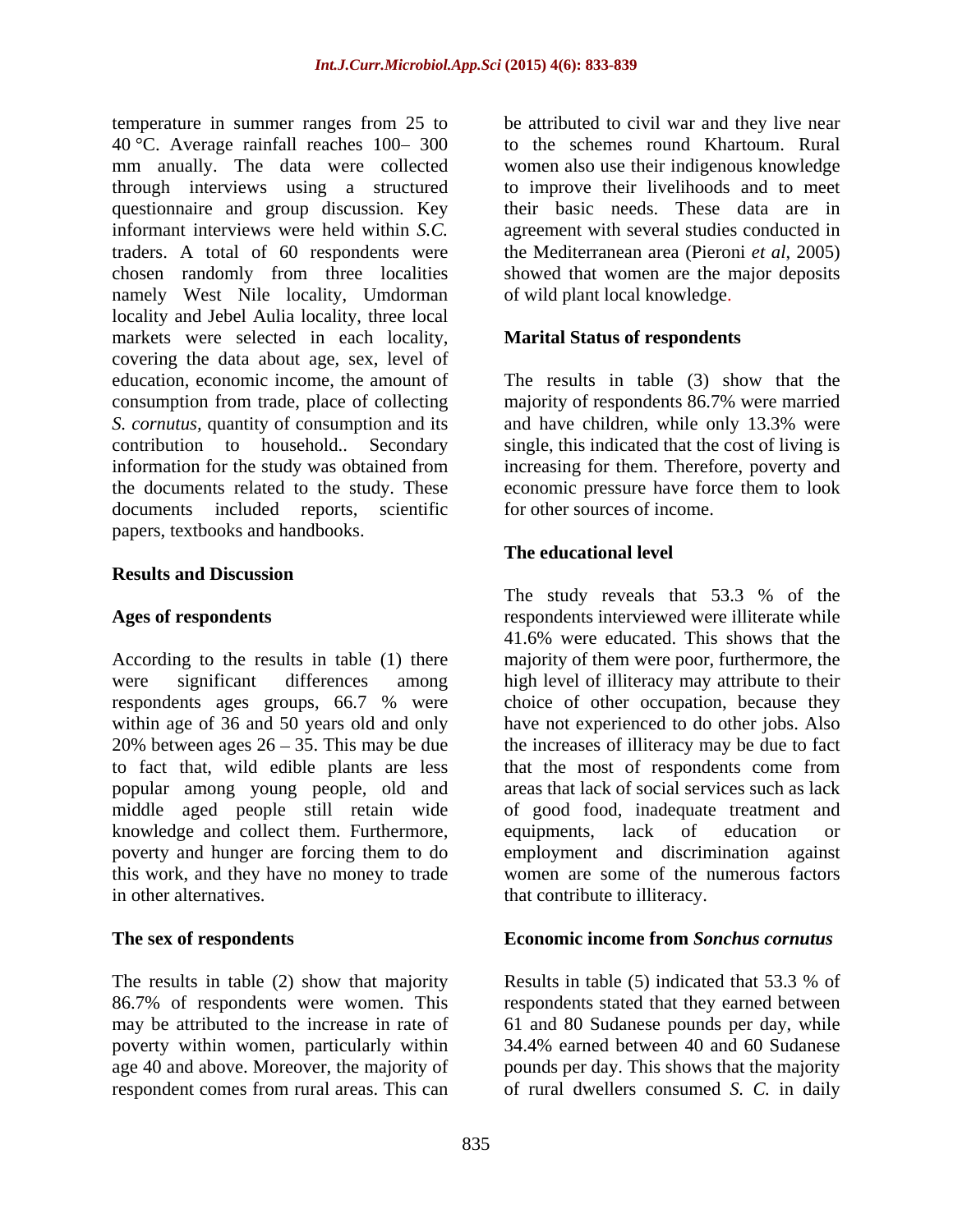temperature in summer ranges from 25 to 40 °C. Average rainfall reaches 100– 300 mm anually. The data were collected through interviews using a structured questionnaire and group discussion. Key informant interviews were held within *S.C.* traders. A total of 60 respondents were chosen randomly from three localities namely West Nile locality, Umdorman locality and Jebel Aulia locality, three local markets were selected in each locality, covering the data about age, sex, level of education, economic income, the amount of consumption from trade, place of collecting *S. cornutus,* quantity of consumption and its contribution to household.. Secondary information for the study was obtained from the documents related to the study. These documents included reports, scientific papers, textbooks and handbooks.

## Results and Discussion

### Ages of respondents

According to the results in table (1) there were significant differences among respondents ages groups, 66.7 % were within age of 36 and 50 years old and only 20% between ages 26 – 35. This may be due to fact that, wild edible plants are less popular among young people, old and middle aged people still retain wide knowledge and collect them. Furthermore, poverty and hunger are forcing them to do this work, and they have no money to trade in other alternatives.

### The sex of respondents

The results in table (2) show that majority 86.7% of respondents were women. This may be attributed to the increase in rate of poverty within women, particularly within age 40 and above. Moreover, the majority of respondent comes from rural areas. This can be attributed to civil war and they live near to the schemes round Khartoum. Rural women also use their indigenous knowledge to improve their livelihoods and to meet their basic needs. These data are in agreement with several studies conducted in the Mediterranean area (Pieroni *et al*, 2005) showed that women are the major deposits of wild plant local knowledge.

### Marital Status of respondents

The results in table (3) show that the majority of respondents 86.7% were married and have children, while only 13.3% were single, this indicated that the cost of living is increasing for them. Therefore, poverty and economic pressure have force them to look for other sources of income.

### The educational level

The study reveals that 53.3 % of the respondents interviewed were illiterate while 41.6% were educated. This shows that the majority of them were poor, furthermore, the high level of illiteracy may attribute to their choice of other occupation, because they have not experienced to do other jobs. Also the increases of illiteracy may be due to fact that the most of respondents come from areas that lack of social services such as lack of good food, inadequate treatment and equipments, lack of education or employment and discrimination against women are some of the numerous factors that contribute to illiteracy.

### Economic income from *Sonchus cornutus*

Results in table (5) indicated that 53.3 % of respondents stated that they earned between 61 and 80 Sudanese pounds per day, while 34.4% earned between 40 and 60 Sudanese pounds per day. This shows that the majority of rural dwellers consumed *S. C.* in daily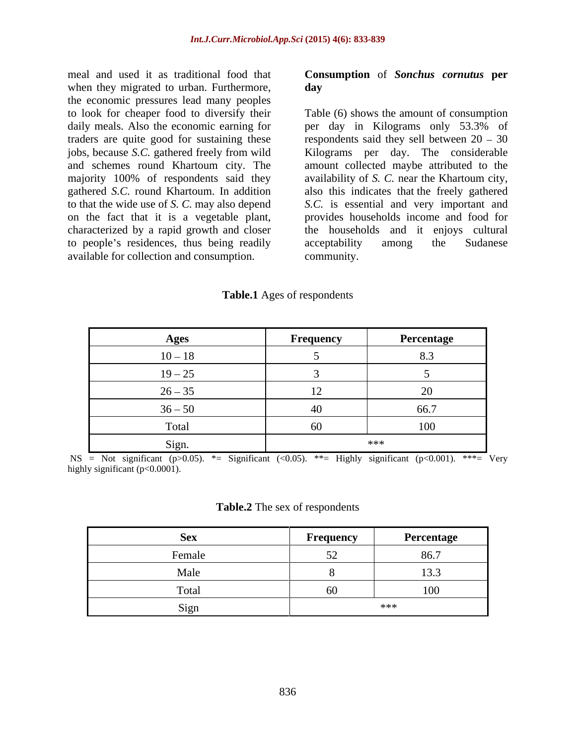meal and used it as traditional food that when they migrated to urban. Furthermore, the economic pressures lead many peoples to look for cheaper food to diversify their daily meals. Also the economic earning for traders are quite good for sustaining these jobs, because *S.C.* gathered freely from wild and schemes round Khartoum city. The majority 100% of respondents said they gathered *S.C.* round Khartoum. In addition to that the wide use of *S. C.* may also depend on the fact that it is a vegetable plant, characterized by a rapid growth and closer to people's residences, thus being readily available for collection and consumption.

**Consumption** of ***Sonchus cornutus*** **per day**

Table (6) shows the amount of consumption per day in Kilograms only 53.3% of respondents said they sell between 20 – 30 Kilograms per day. The considerable amount collected maybe attributed to the availability of *S. C.* near the Khartoum city, also this indicates that the freely gathered *S.C.* is essential and very important and provides households income and food for the households and it enjoys cultural acceptability among the Sudanese community.

**Table.1** Ages of respondents

| Ages | Frequency | Percentage |
|---|---|---|
| 10 – 18 | 5 | 8.3 |
| 19 – 25 | 3 | 5 |
| 26 – 35 | 12 | 20 |
| 36 – 50 | 40 | 66.7 |
| Total | 60 | 100 |
| Sign. | *** | |

NS = Not significant ($p>0.05$). *= Significant ($<0.05$). **= Highly significant ($p<0.001$). ***= Very highly significant ($p<0.0001$).

**Table.2** The sex of respondents

| Sex | Frequency | Percentage |
|---|---|---|
| Female | 52 | 86.7 |
| Male | 8 | 13.3 |
| Total | 60 | 100 |
| Sign | *** | |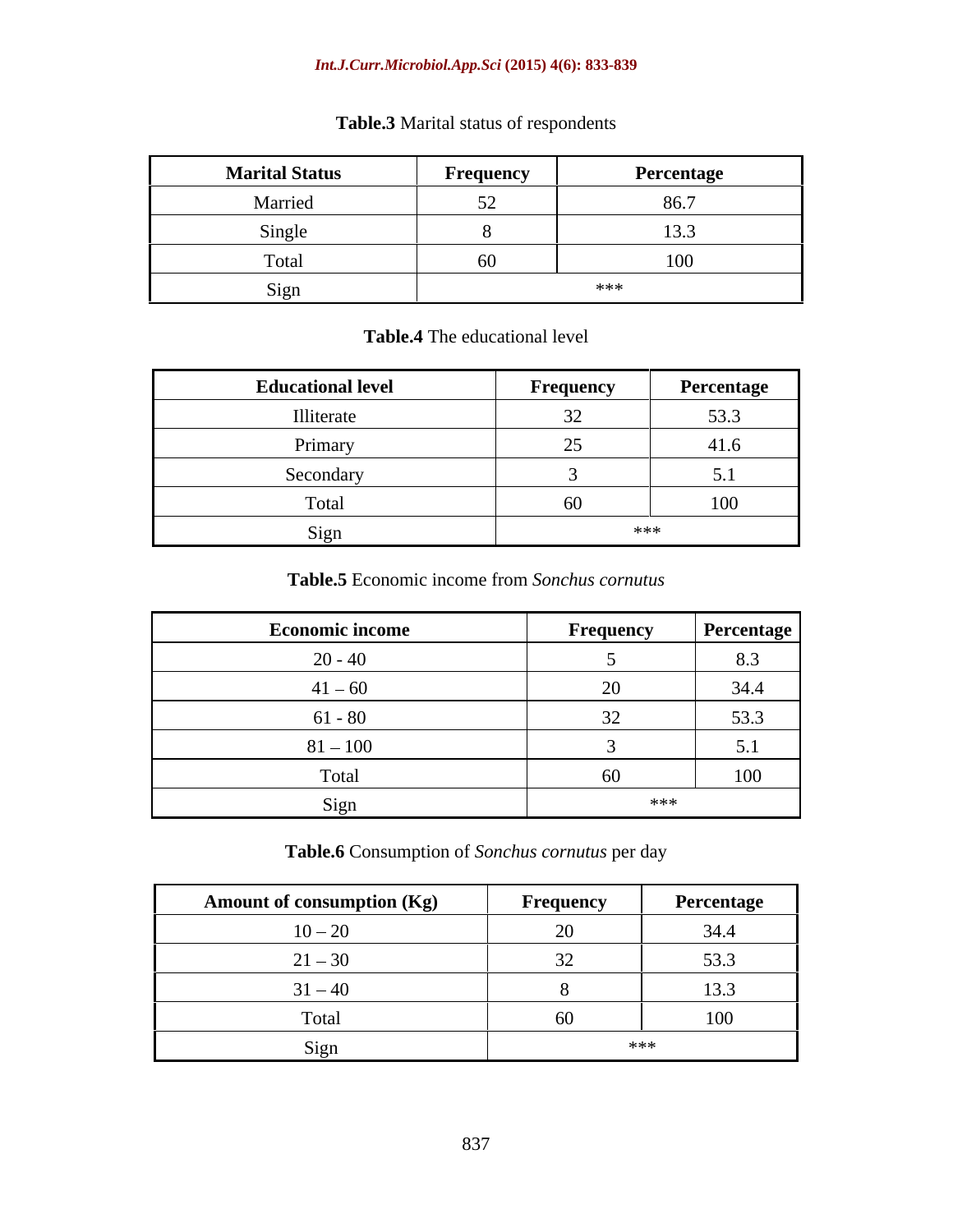**Table.3** Marital status of respondents

| Marital Status | Frequency | Percentage |
|---|---|---|
| Married | 52 | 86.7 |
| Single | 8 | 13.3 |
| Total | 60 | 100 |
| Sign | *** | |

**Table.4** The educational level

| Educational level | Frequency | Percentage |
|---|---|---|
| Illiterate | 32 | 53.3 |
| Primary | 25 | 41.6 |
| Secondary | 3 | 5.1 |
| Total | 60 | 100 |
| Sign | *** | |

**Table.5** Economic income from *Sonchus cornutus*

| Economic income | Frequency | Percentage |
|---|---|---|
| 20 - 40 | 5 | 8.3 |
| 41 – 60 | 20 | 34.4 |
| 61 - 80 | 32 | 53.3 |
| 81 – 100 | 3 | 5.1 |
| Total | 60 | 100 |
| Sign | *** | |

**Table.6** Consumption of *Sonchus cornutus* per day

| Amount of consumption (Kg) | Frequency | Percentage |
|---|---|---|
| 10 – 20 | 20 | 34.4 |
| 21 – 30 | 32 | 53.3 |
| 31 – 40 | 8 | 13.3 |
| Total | 60 | 100 |
| Sign | *** | |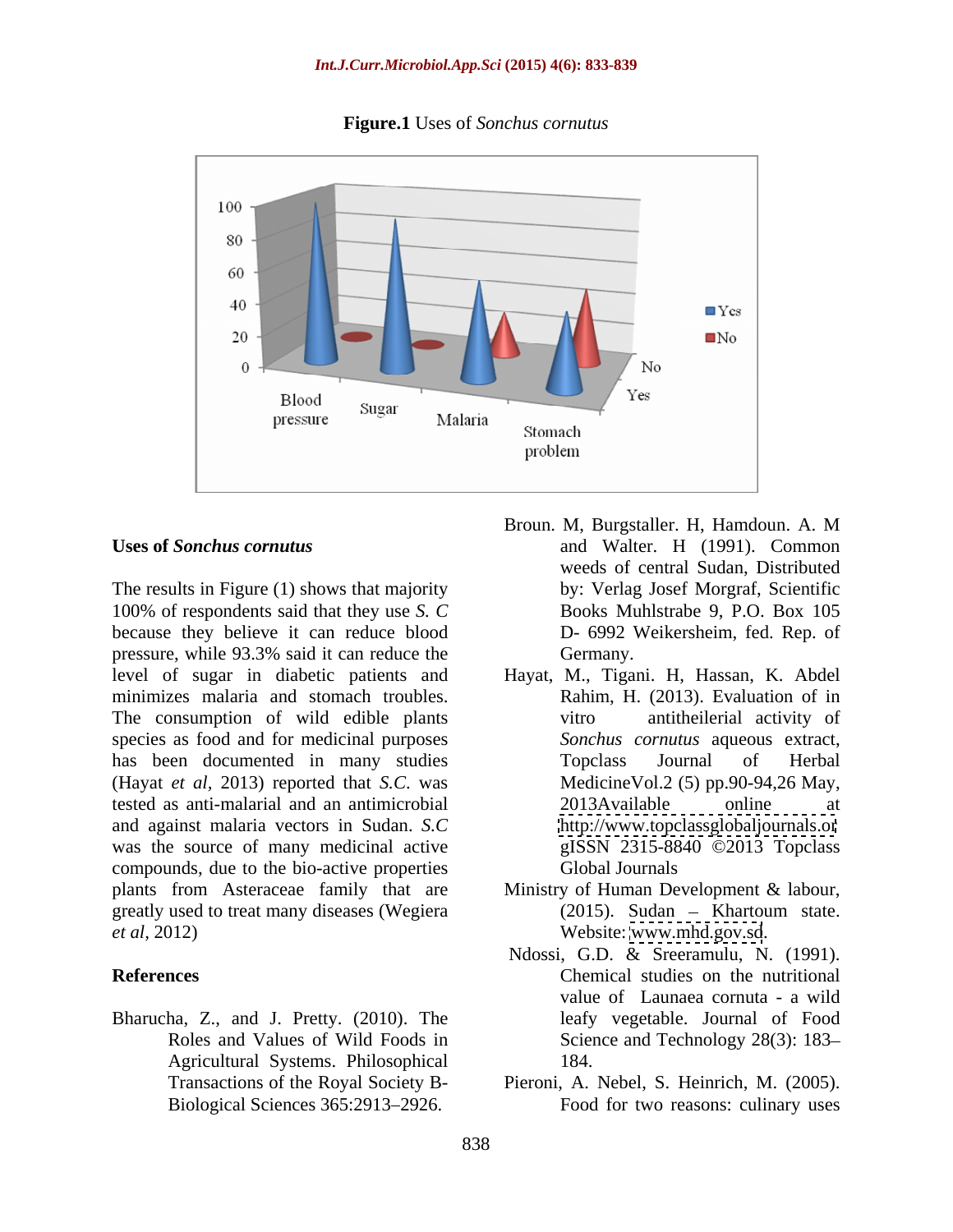**Figure.1** Uses of *Sonchus cornutus*

## Uses of *Sonchus cornutus*

The results in Figure (1) shows that majority 100% of respondents said that they use *S. C* because they believe it can reduce blood pressure, while 93.3% said it can reduce the level of sugar in diabetic patients and minimizes malaria and stomach troubles. The consumption of wild edible plants species as food and for medicinal purposes has been documented in many studies (Hayat *et al*, 2013) reported that *S.C.* was tested as anti-malarial and an antimicrobial and against malaria vectors in Sudan. *S.C* was the source of many medicinal active compounds, due to the bio-active properties plants from Asteraceae family that are greatly used to treat many diseases (Wegiera *et al*, 2012)

## References

Bharucha, Z., and J. Pretty. (2010). The Roles and Values of Wild Foods in Agricultural Systems. Philosophical Transactions of the Royal Society B-Biological Sciences 365:2913–2926.

Broun. M, Burgstaller. H, Hamdoun. A. M and Walter. H (1991). Common weeds of central Sudan, Distributed by: Verlag Josef Morgraf, Scientific Books Muhlstrabe 9, P.O. Box 105 D- 6992 Weikersheim, fed. Rep. of Germany.

Hayat, M., Tigani. H, Hassan, K. Abdel Rahim, H. (2013). Evaluation of in vitro antitheilerial activity of *Sonchus cornutus* aqueous extract, Topclass Journal of Herbal MedicineVol.2 (5) pp.90-94,26 May, 2013Available online at http://www.topclassglobaljournals.or gISSN 2315-8840 ©2013 Topclass Global Journals

Ministry of Human Development & labour, (2015). Sudan – Khartoum state. Website: www.mhd.gov.sd.

Ndossi, G.D. & Sreeramulu, N. (1991). Chemical studies on the nutritional value of Launaea cornuta - a wild leafy vegetable. Journal of Food Science and Technology 28(3): 183–184.

Pieroni, A. Nebel, S. Heinrich, M. (2005). Food for two reasons: culinary uses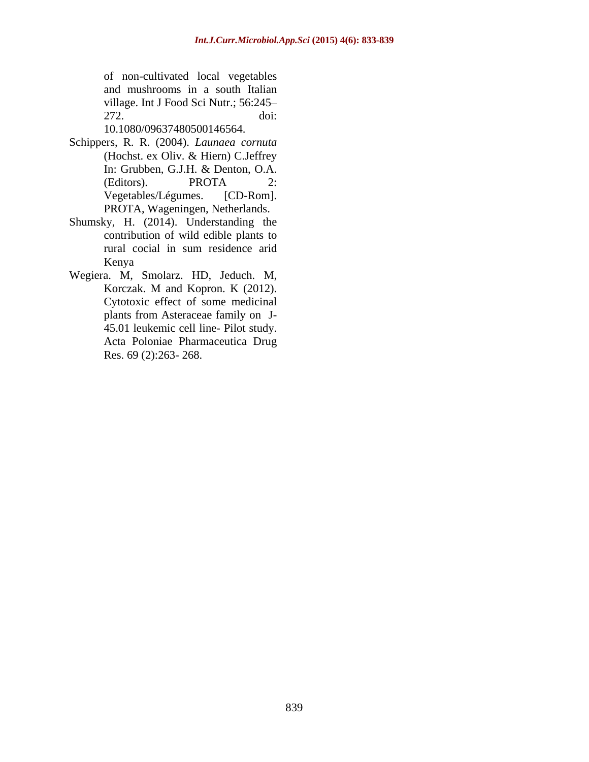of non-cultivated local vegetables and mushrooms in a south Italian village. Int J Food Sci Nutr.; 56:245–272. doi: 10.1080/09637480500146564.

Schippers, R. R. (2004). *Launaea cornuta* (Hochst. ex Oliv. & Hiern) C.Jeffrey In: Grubben, G.J.H. & Denton, O.A. (Editors). PROTA 2: Vegetables/Légumes. [CD-Rom]. PROTA, Wageningen, Netherlands.

Shumsky, H. (2014). Understanding the contribution of wild edible plants to rural cocial in sum residence arid Kenya

Wegiera. M, Smolarz. HD, Jeduch. M, Korczak. M and Kopron. K (2012). Cytotoxic effect of some medicinal plants from Asteraceae family on J-45.01 leukemic cell line- Pilot study. Acta Poloniae Pharmaceutica Drug Res. 69 (2):263- 268.